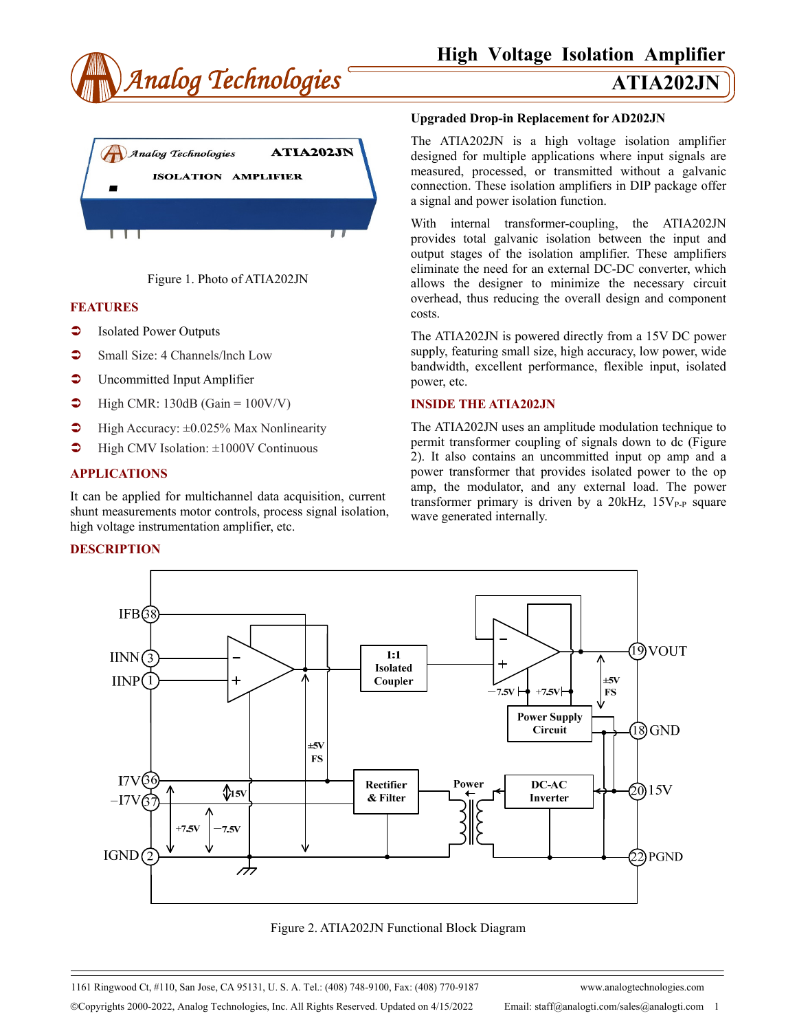# High Voltage Isolation Amplifier

# ATIA202JN

Figure 1. Photo of ATIA202JN

## FEATURES

- Isolated Power Outputs
- Small Size: 4 Channels/Inch Low
- Uncommitted Input Amplifier
- High CMR: 130dB (Gain = 100V/V)
- High Accuracy: ±0.025% Max Nonlinearity
- High CMV Isolation: ±1000V Continuous

## APPLICATIONS

It can be applied for multichannel data acquisition, current shunt measurements motor controls, process signal isolation, high voltage instrumentation amplifier, etc.

## DESCRIPTION

**Upgraded Drop-in Replacement for AD202JN**

The ATIA202JN is a high voltage isolation amplifier designed for multiple applications where input signals are measured, processed, or transmitted without a galvanic connection. These isolation amplifiers in DIP package offer a signal and power isolation function.

With internal transformer-coupling, the ATIA202JN provides total galvanic isolation between the input and output stages of the isolation amplifier. These amplifiers eliminate the need for an external DC-DC converter, which allows the designer to minimize the necessary circuit overhead, thus reducing the overall design and component costs.

The ATIA202JN is powered directly from a 15V DC power supply, featuring small size, high accuracy, low power, wide bandwidth, excellent performance, flexible input, isolated power, etc.

## INSIDE THE ATIA202JN

The ATIA202JN uses an amplitude modulation technique to permit transformer coupling of signals down to dc (Figure 2). It also contains an uncommitted input op amp and a power transformer that provides isolated power to the op amp, the modulator, and any external load. The power transformer primary is driven by a 20kHz, $15V_{P-P}$ square wave generated internally.

Figure 2. ATIA202JN Functional Block Diagram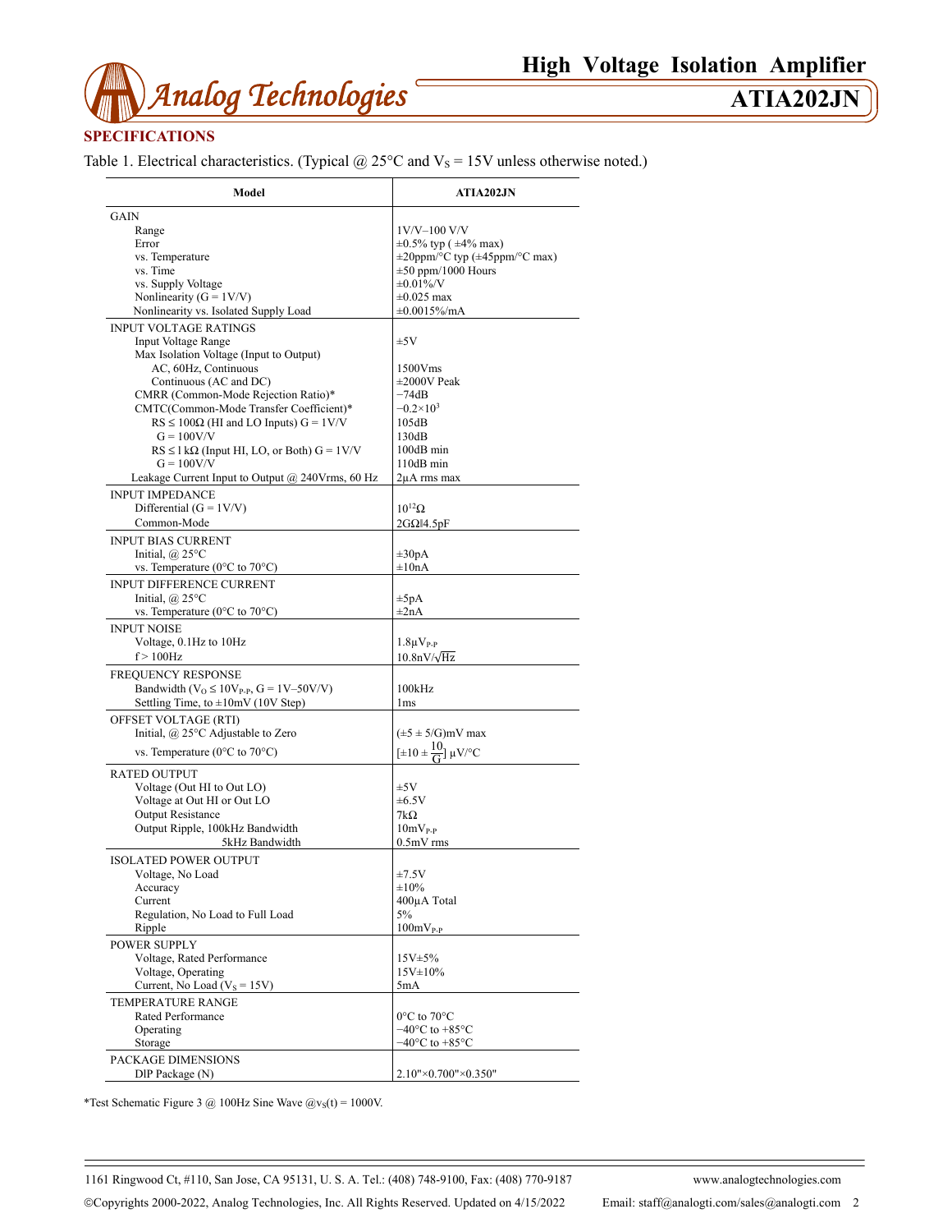## SPECIFICATIONS

Table 1. Electrical characteristics. (Typical @ 25°C and $V_S$ = 15V unless otherwise noted.)

| Model | ATIA202JN |
|---|---|
| **GAIN** | |
| Range | 1V/V–100 V/V |
| Error | ±0.5% typ ( ±4% max) |
| vs. Temperature | ±20ppm/°C typ (±45ppm/°C max) |
| vs. Time | ±50 ppm/1000 Hours |
| vs. Supply Voltage | ±0.01%/V |
| Nonlinearity (G = 1V/V) | ±0.025 max |
| Nonlinearity vs. Isolated Supply Load | ±0.0015%/mA |
| **INPUT VOLTAGE RATINGS** | |
| Input Voltage Range | ±5V |
| Max Isolation Voltage (Input to Output) | |
| AC, 60Hz, Continuous | 1500Vms |
| Continuous (AC and DC) | ±2000V Peak |
| CMRR (Common-Mode Rejection Ratio)* | −74dB |
| CMTC(Common-Mode Transfer Coefficient)* | $-0.2\times10^3$ |
| RS ≤ 100Ω (HI and LO Inputs) G = 1V/V | 105dB |
| G = 100V/V | 130dB |
| RS ≤ l kΩ (Input HI, LO, or Both) G = 1V/V | 100dB min |
| G = 100V/V | 110dB min |
| Leakage Current Input to Output @ 240Vrms, 60 Hz | 2μA rms max |
| **INPUT IMPEDANCE** | |
| Differential (G = 1V/V) | $10^{12}\Omega$ |
| Common-Mode | 2GΩ‖4.5pF |
| **INPUT BIAS CURRENT** | |
| Initial, @ 25°C | ±30pA |
| vs. Temperature (0°C to 70°C) | ±10nA |
| **INPUT DIFFERENCE CURRENT** | |
| Initial, @ 25°C | ±5pA |
| vs. Temperature (0°C to 70°C) | ±2nA |
| **INPUT NOISE** | |
| Voltage, 0.1Hz to 10Hz | $1.8\mu V_{P-P}$ |
| f > 100Hz | $10.8nV/\sqrt{Hz}$ |
| **FREQUENCY RESPONSE** | |
| Bandwidth ($V_O \le 10V_{P-P}$, G = 1V–50V/V) | 100kHz |
| Settling Time, to ±10mV (10V Step) | 1ms |
| **OFFSET VOLTAGE (RTI)** | |
| Initial, @ 25°C Adjustable to Zero | (±5 ± 5/G)mV max |
| vs. Temperature (0°C to 70°C) | $[\pm10 \pm \frac{10}{G}]$ μV/°C |
| **RATED OUTPUT** | |
| Voltage (Out HI to Out LO) | ±5V |
| Voltage at Out HI or Out LO | ±6.5V |
| Output Resistance | 7kΩ |
| Output Ripple, 100kHz Bandwidth | $10mV_{P-P}$ |
| 5kHz Bandwidth | 0.5mV rms |
| **ISOLATED POWER OUTPUT** | |
| Voltage, No Load | ±7.5V |
| Accuracy | ±10% |
| Current | 400μA Total |
| Regulation, No Load to Full Load | 5% |
| Ripple | $100mV_{P-P}$ |
| **POWER SUPPLY** | |
| Voltage, Rated Performance | 15V±5% |
| Voltage, Operating | 15V±10% |
| Current, No Load ($V_S$ = 15V) | 5mA |
| **TEMPERATURE RANGE** | |
| Rated Performance | 0°C to 70°C |
| Operating | −40°C to +85°C |
| Storage | −40°C to +85°C |
| **PACKAGE DIMENSIONS** | |
| DIP Package (N) | 2.10"×0.700"×0.350" |

*Test Schematic Figure 3 @ 100Hz Sine Wave @$v_S(t)$ = 1000V.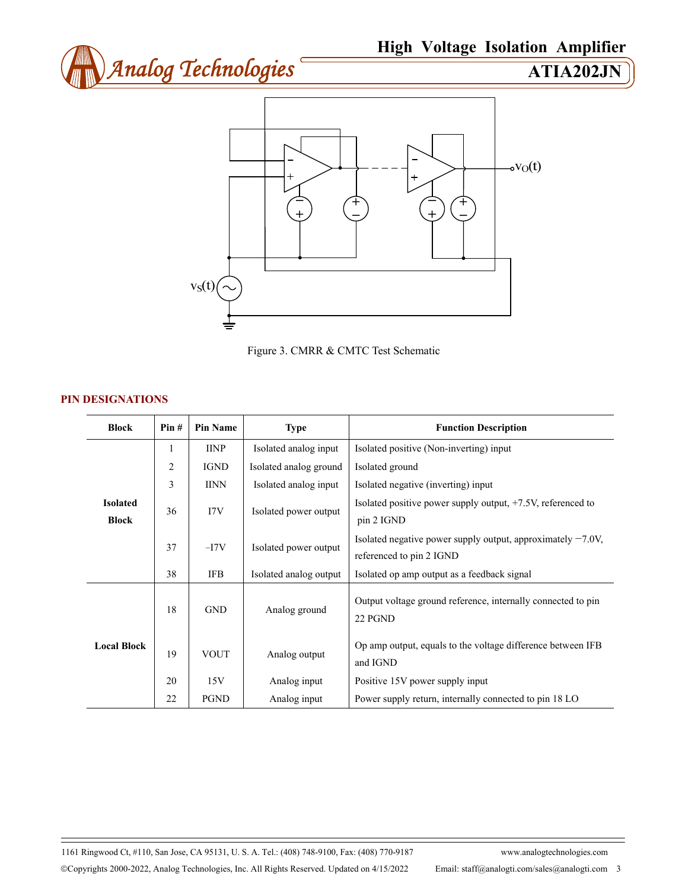Figure 3. CMRR & CMTC Test Schematic

## PIN DESIGNATIONS

| Block | Pin # | Pin Name | Type | Function Description |
|---|---|---|---|---|
| Isolated Block | 1 | IINP | Isolated analog input | Isolated positive (Non-inverting) input |
| | 2 | IGND | Isolated analog ground | Isolated ground |
| | 3 | IINN | Isolated analog input | Isolated negative (inverting) input |
| | 36 | I7V | Isolated power output | Isolated positive power supply output, +7.5V, referenced to pin 2 IGND |
| | 37 | –I7V | Isolated power output | Isolated negative power supply output, approximately −7.0V, referenced to pin 2 IGND |
| | 38 | IFB | Isolated analog output | Isolated op amp output as a feedback signal |
| Local Block | 18 | GND | Analog ground | Output voltage ground reference, internally connected to pin 22 PGND |
| | 19 | VOUT | Analog output | Op amp output, equals to the voltage difference between IFB and IGND |
| | 20 | 15V | Analog input | Positive 15V power supply input |
| | 22 | PGND | Analog input | Power supply return, internally connected to pin 18 LO |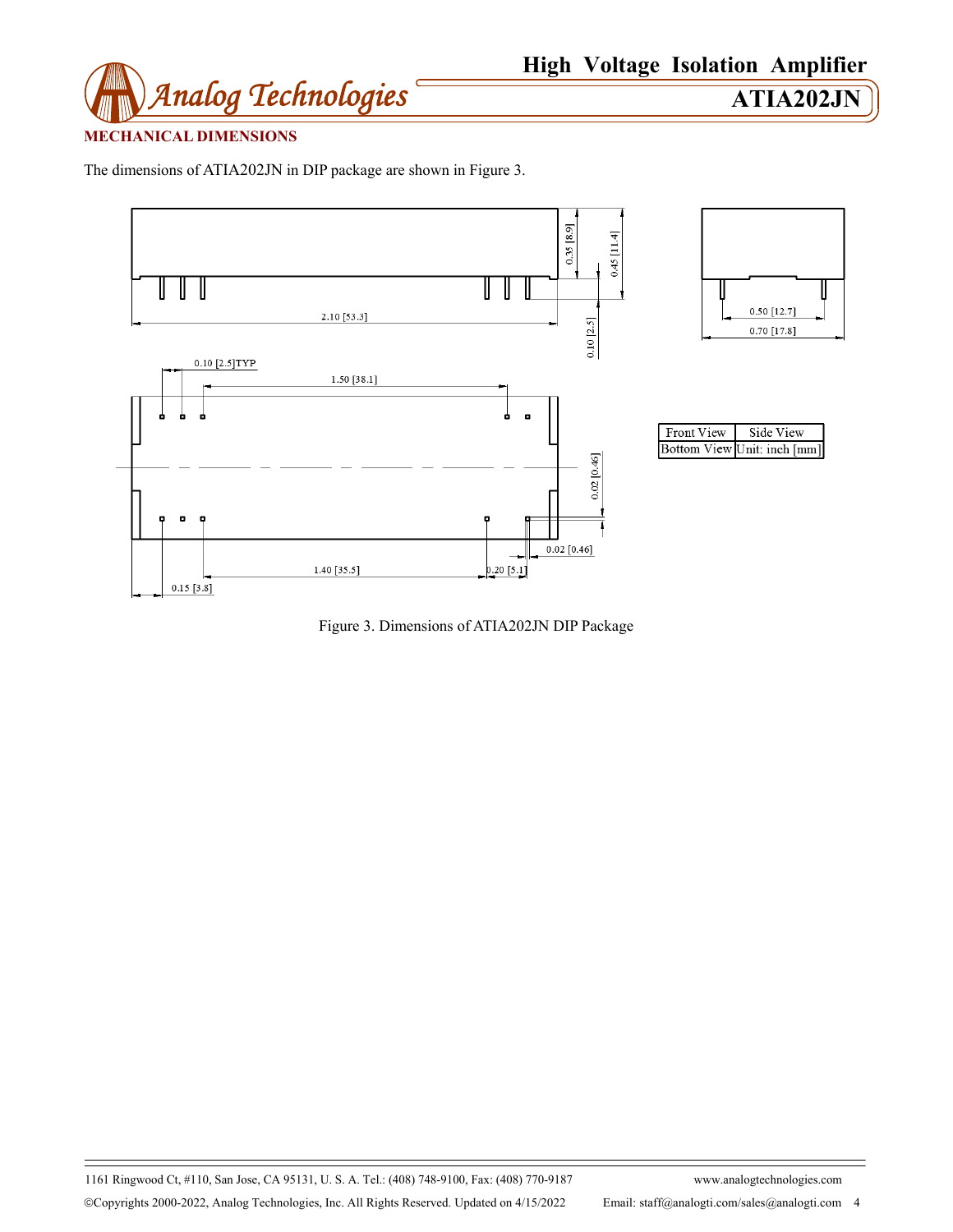## MECHANICAL DIMENSIONS

The dimensions of ATIA202JN in DIP package are shown in Figure 3.

| Front View | Side View |
|---|---|
| Bottom View | Unit: inch [mm] |

Figure 3. Dimensions of ATIA202JN DIP Package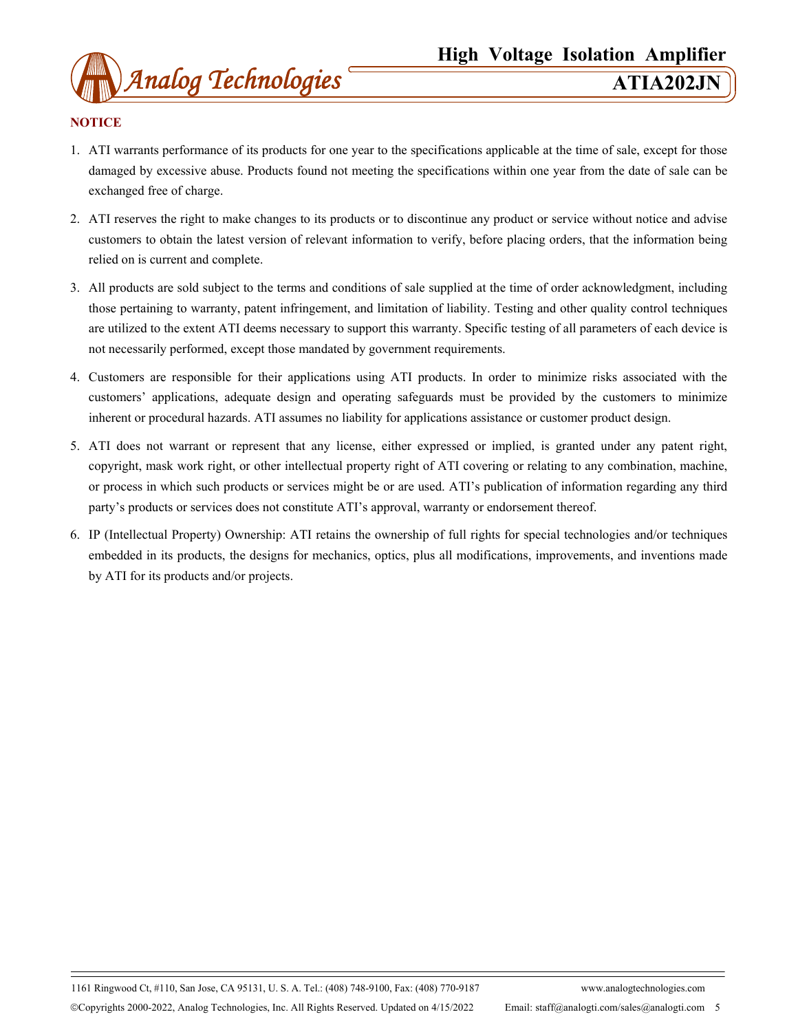**NOTICE**

1. ATI warrants performance of its products for one year to the specifications applicable at the time of sale, except for those damaged by excessive abuse. Products found not meeting the specifications within one year from the date of sale can be exchanged free of charge.

2. ATI reserves the right to make changes to its products or to discontinue any product or service without notice and advise customers to obtain the latest version of relevant information to verify, before placing orders, that the information being relied on is current and complete.

3. All products are sold subject to the terms and conditions of sale supplied at the time of order acknowledgment, including those pertaining to warranty, patent infringement, and limitation of liability. Testing and other quality control techniques are utilized to the extent ATI deems necessary to support this warranty. Specific testing of all parameters of each device is not necessarily performed, except those mandated by government requirements.

4. Customers are responsible for their applications using ATI products. In order to minimize risks associated with the customers' applications, adequate design and operating safeguards must be provided by the customers to minimize inherent or procedural hazards. ATI assumes no liability for applications assistance or customer product design.

5. ATI does not warrant or represent that any license, either expressed or implied, is granted under any patent right, copyright, mask work right, or other intellectual property right of ATI covering or relating to any combination, machine, or process in which such products or services might be or are used. ATI's publication of information regarding any third party's products or services does not constitute ATI's approval, warranty or endorsement thereof.

6. IP (Intellectual Property) Ownership: ATI retains the ownership of full rights for special technologies and/or techniques embedded in its products, the designs for mechanics, optics, plus all modifications, improvements, and inventions made by ATI for its products and/or projects.